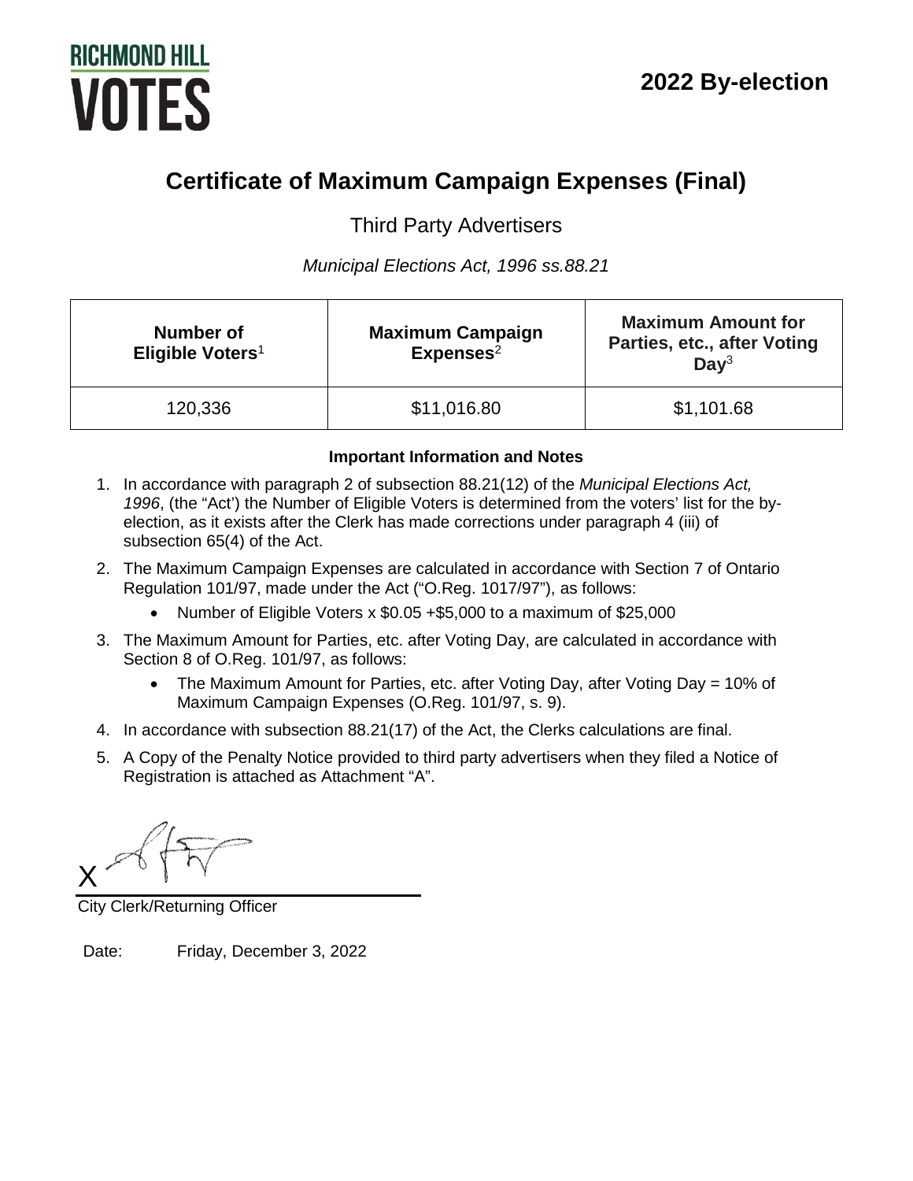RICHMOND HILL

VOTES

2022 By-election

# Certificate of Maximum Campaign Expenses (Final)

## Third Party Advertisers

*Municipal Elections Act, 1996 ss.88.21*

| Number of Eligible Voters[1] | Maximum Campaign Expenses[2] | Maximum Amount for Parties, etc., after Voting Day[3] |
|---|---|---|
| 120,336 | $11,016.80 | $1,101.68 |

**Important Information and Notes**

1. In accordance with paragraph 2 of subsection 88.21(12) of the *Municipal Elections Act, 1996*, (the "Act') the Number of Eligible Voters is determined from the voters' list for the by-election, as it exists after the Clerk has made corrections under paragraph 4 (iii) of subsection 65(4) of the Act.
2. The Maximum Campaign Expenses are calculated in accordance with Section 7 of Ontario Regulation 101/97, made under the Act ("O.Reg. 1017/97"), as follows:
   - Number of Eligible Voters x $0.05 +$5,000 to a maximum of $25,000
3. The Maximum Amount for Parties, etc. after Voting Day, are calculated in accordance with Section 8 of O.Reg. 101/97, as follows:
   - The Maximum Amount for Parties, etc. after Voting Day, after Voting Day = 10% of Maximum Campaign Expenses (O.Reg. 101/97, s. 9).
4. In accordance with subsection 88.21(17) of the Act, the Clerks calculations are final.
5. A Copy of the Penalty Notice provided to third party advertisers when they filed a Notice of Registration is attached as Attachment "A".

X

City Clerk/Returning Officer

Date: Friday, December 3, 2022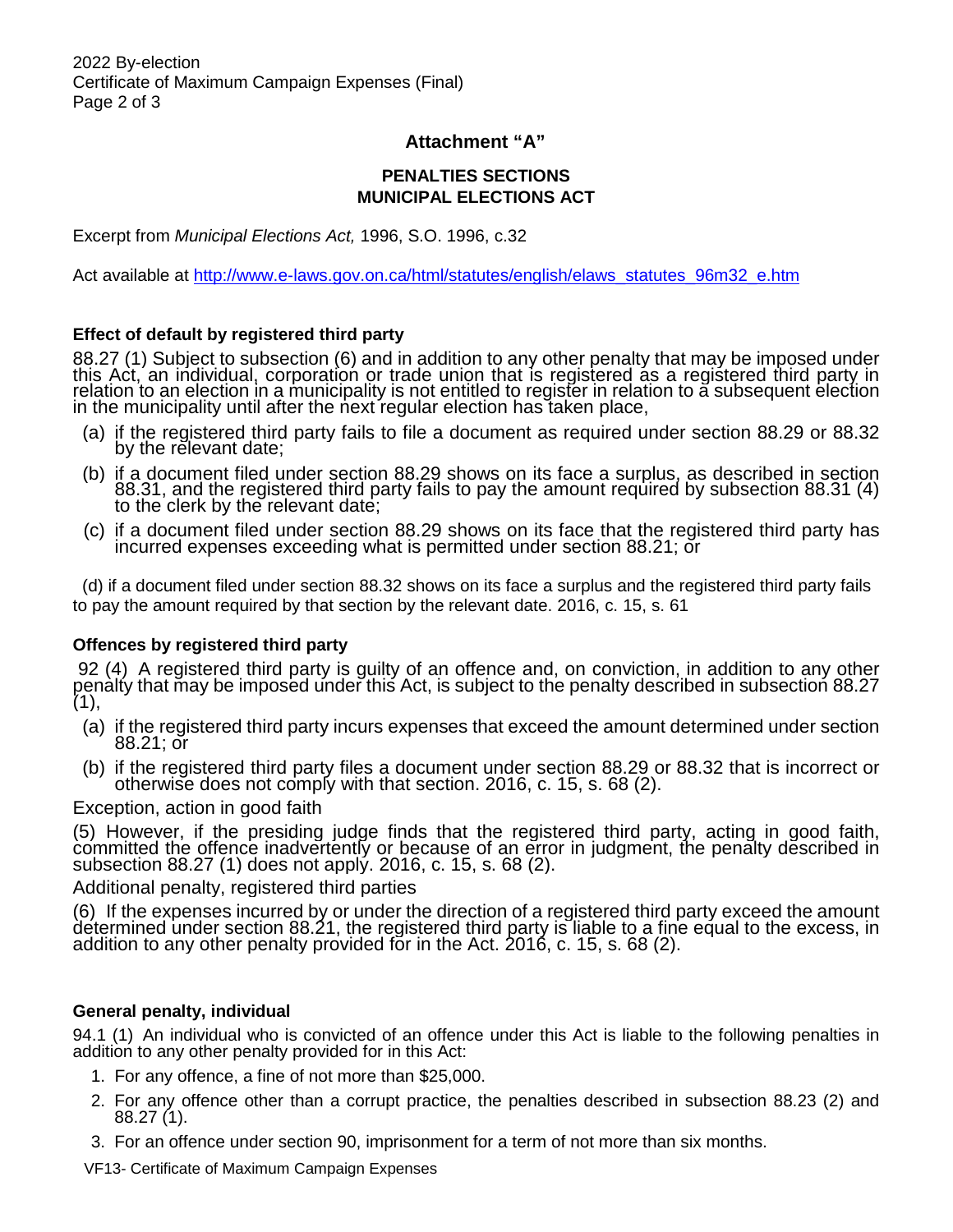## Attachment "A"

### PENALTIES SECTIONS
### MUNICIPAL ELECTIONS ACT

Excerpt from *Municipal Elections Act,* 1996, S.O. 1996, c.32

Act available at http://www.e-laws.gov.on.ca/html/statutes/english/elaws_statutes_96m32_e.htm

**Effect of default by registered third party**

88.27 (1) Subject to subsection (6) and in addition to any other penalty that may be imposed under this Act, an individual, corporation or trade union that is registered as a registered third party in relation to an election in a municipality is not entitled to register in relation to a subsequent election in the municipality until after the next regular election has taken place,

(a) if the registered third party fails to file a document as required under section 88.29 or 88.32 by the relevant date;

(b) if a document filed under section 88.29 shows on its face a surplus, as described in section 88.31, and the registered third party fails to pay the amount required by subsection 88.31 (4) to the clerk by the relevant date;

(c) if a document filed under section 88.29 shows on its face that the registered third party has incurred expenses exceeding what is permitted under section 88.21; or

(d) if a document filed under section 88.32 shows on its face a surplus and the registered third party fails to pay the amount required by that section by the relevant date. 2016, c. 15, s. 61

**Offences by registered third party**

92 (4) A registered third party is guilty of an offence and, on conviction, in addition to any other penalty that may be imposed under this Act, is subject to the penalty described in subsection 88.27 (1),

(a) if the registered third party incurs expenses that exceed the amount determined under section 88.21; or

(b) if the registered third party files a document under section 88.29 or 88.32 that is incorrect or otherwise does not comply with that section. 2016, c. 15, s. 68 (2).

Exception, action in good faith

(5) However, if the presiding judge finds that the registered third party, acting in good faith, committed the offence inadvertently or because of an error in judgment, the penalty described in subsection 88.27 (1) does not apply. 2016, c. 15, s. 68 (2).

Additional penalty, registered third parties

(6) If the expenses incurred by or under the direction of a registered third party exceed the amount determined under section 88.21, the registered third party is liable to a fine equal to the excess, in addition to any other penalty provided for in the Act. 2016, c. 15, s. 68 (2).

**General penalty, individual**

94.1 (1) An individual who is convicted of an offence under this Act is liable to the following penalties in addition to any other penalty provided for in this Act:

1. For any offence, a fine of not more than $25,000.
2. For any offence other than a corrupt practice, the penalties described in subsection 88.23 (2) and 88.27 (1).
3. For an offence under section 90, imprisonment for a term of not more than six months.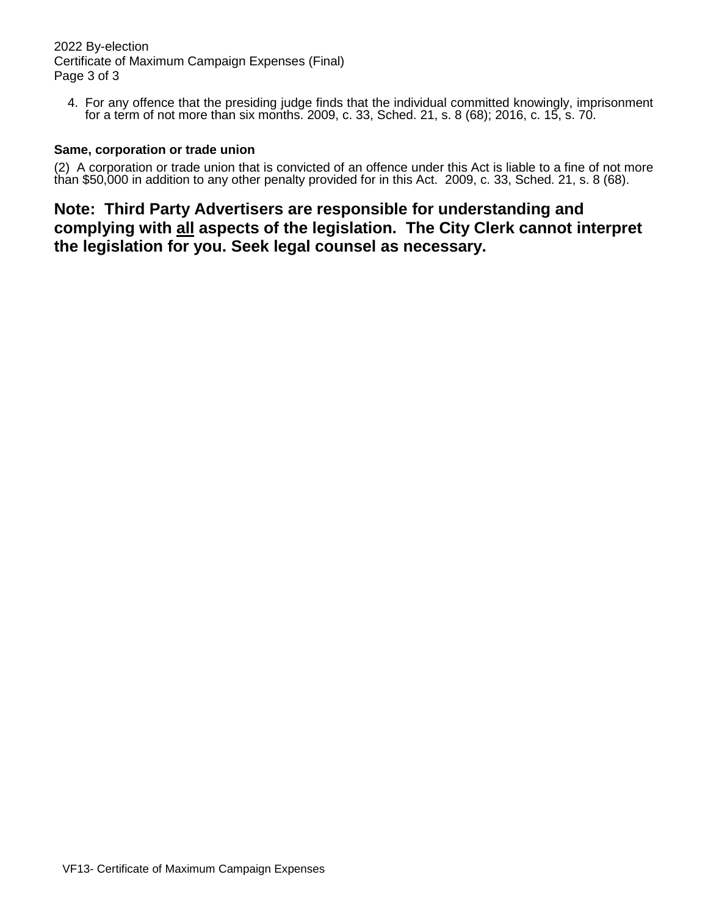4. For any offence that the presiding judge finds that the individual committed knowingly, imprisonment for a term of not more than six months. 2009, c. 33, Sched. 21, s. 8 (68); 2016, c. 15, s. 70.

**Same, corporation or trade union**

(2) A corporation or trade union that is convicted of an offence under this Act is liable to a fine of not more than $50,000 in addition to any other penalty provided for in this Act. 2009, c. 33, Sched. 21, s. 8 (68).

**Note: Third Party Advertisers are responsible for understanding and complying with <u>all</u> aspects of the legislation. The City Clerk cannot interpret the legislation for you. Seek legal counsel as necessary.**